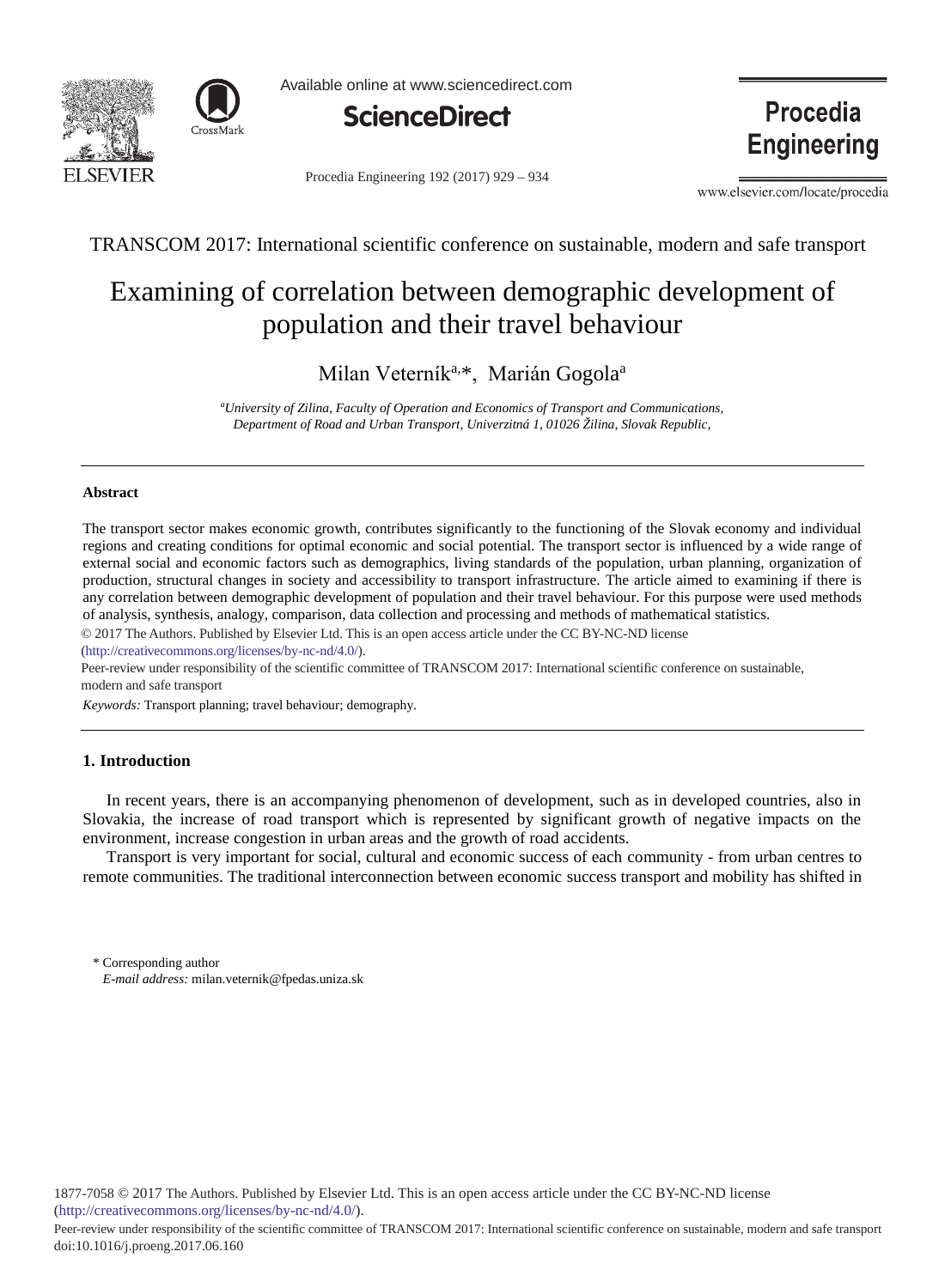TRANSCOM 2017: International scientific conference on sustainable, modern and safe transport

# Examining of correlation between demographic development of population and their travel behaviour

Milan Veterník[a,]*, Marián Gogola[a]

[a]*University of Zilina, Faculty of Operation and Economics of Transport and Communications, Department of Road and Urban Transport, Univerzitná 1, 01026 Žilina, Slovak Republic,*

## Abstract

The transport sector makes economic growth, contributes significantly to the functioning of the Slovak economy and individual regions and creating conditions for optimal economic and social potential. The transport sector is influenced by a wide range of external social and economic factors such as demographics, living standards of the population, urban planning, organization of production, structural changes in society and accessibility to transport infrastructure. The article aimed to examining if there is any correlation between demographic development of population and their travel behaviour. For this purpose were used methods of analysis, synthesis, analogy, comparison, data collection and processing and methods of mathematical statistics.

© 2017 The Authors. Published by Elsevier Ltd. This is an open access article under the CC BY-NC-ND license (http://creativecommons.org/licenses/by-nc-nd/4.0/).

Peer-review under responsibility of the scientific committee of TRANSCOM 2017: International scientific conference on sustainable, modern and safe transport

*Keywords:* Transport planning; travel behaviour; demography.

## 1. Introduction

In recent years, there is an accompanying phenomenon of development, such as in developed countries, also in Slovakia, the increase of road transport which is represented by significant growth of negative impacts on the environment, increase congestion in urban areas and the growth of road accidents.

Transport is very important for social, cultural and economic success of each community - from urban centres to remote communities. The traditional interconnection between economic success transport and mobility has shifted in

\* Corresponding author
*E-mail address:* milan.veternik@fpedas.uniza.sk

1877-7058 © 2017 The Authors. Published by Elsevier Ltd. This is an open access article under the CC BY-NC-ND license (http://creativecommons.org/licenses/by-nc-nd/4.0/).
Peer-review under responsibility of the scientific committee of TRANSCOM 2017: International scientific conference on sustainable, modern and safe transport
doi:10.1016/j.proeng.2017.06.160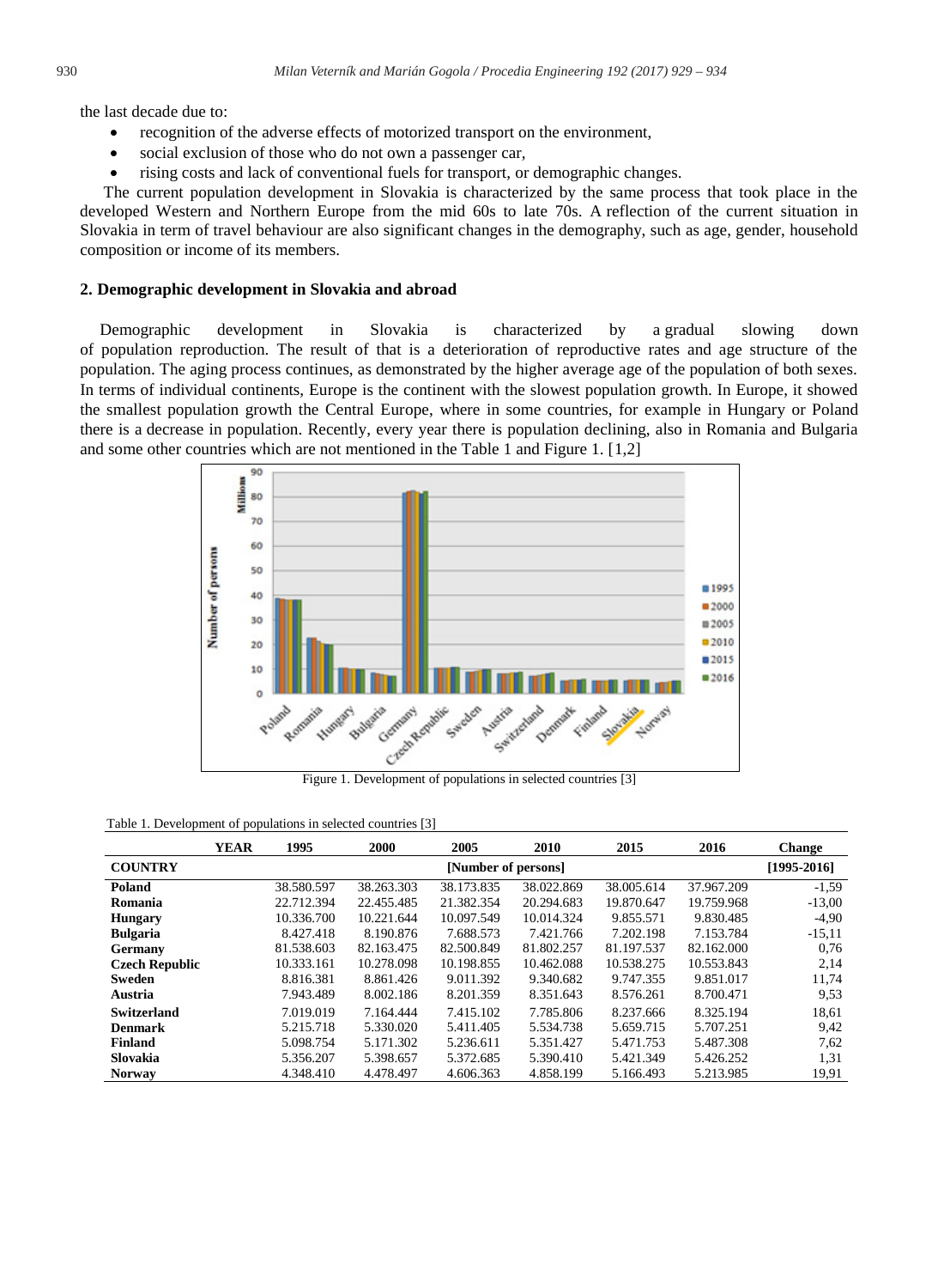the last decade due to:

- recognition of the adverse effects of motorized transport on the environment,
- social exclusion of those who do not own a passenger car,
- rising costs and lack of conventional fuels for transport, or demographic changes.

The current population development in Slovakia is characterized by the same process that took place in the developed Western and Northern Europe from the mid 60s to late 70s. A reflection of the current situation in Slovakia in term of travel behaviour are also significant changes in the demography, such as age, gender, household composition or income of its members.

## 2. Demographic development in Slovakia and abroad

Demographic development in Slovakia is characterized by a gradual slowing down of population reproduction. The result of that is a deterioration of reproductive rates and age structure of the population. The aging process continues, as demonstrated by the higher average age of the population of both sexes. In terms of individual continents, Europe is the continent with the slowest population growth. In Europe, it showed the smallest population growth the Central Europe, where in some countries, for example in Hungary or Poland there is a decrease in population. Recently, every year there is population declining, also in Romania and Bulgaria and some other countries which are not mentioned in the Table 1 and Figure 1. [1,2]

Figure 1. Development of populations in selected countries [3]

Table 1. Development of populations in selected countries [3]

| YEAR | 1995 | 2000 | 2005 | 2010 | 2015 | 2016 | Change |
|---|---|---|---|---|---|---|---|
| **COUNTRY** | [Number of persons] | | | | | | [1995-2016] |
| **Poland** | 38.580.597 | 38.263.303 | 38.173.835 | 38.022.869 | 38.005.614 | 37.967.209 | -1,59 |
| **Romania** | 22.712.394 | 22.455.485 | 21.382.354 | 20.294.683 | 19.870.647 | 19.759.968 | -13,00 |
| **Hungary** | 10.336.700 | 10.221.644 | 10.097.549 | 10.014.324 | 9.855.571 | 9.830.485 | -4,90 |
| **Bulgaria** | 8.427.418 | 8.190.876 | 7.688.573 | 7.421.766 | 7.202.198 | 7.153.784 | -15,11 |
| **Germany** | 81.538.603 | 82.163.475 | 82.500.849 | 81.802.257 | 81.197.537 | 82.162.000 | 0,76 |
| **Czech Republic** | 10.333.161 | 10.278.098 | 10.198.855 | 10.462.088 | 10.538.275 | 10.553.843 | 2,14 |
| **Sweden** | 8.816.381 | 8.861.426 | 9.011.392 | 9.340.682 | 9.747.355 | 9.851.017 | 11,74 |
| **Austria** | 7.943.489 | 8.002.186 | 8.201.359 | 8.351.643 | 8.576.261 | 8.700.471 | 9,53 |
| **Switzerland** | 7.019.019 | 7.164.444 | 7.415.102 | 7.785.806 | 8.237.666 | 8.325.194 | 18,61 |
| **Denmark** | 5.215.718 | 5.330.020 | 5.411.405 | 5.534.738 | 5.659.715 | 5.707.251 | 9,42 |
| **Finland** | 5.098.754 | 5.171.302 | 5.236.611 | 5.351.427 | 5.471.753 | 5.487.308 | 7,62 |
| **Slovakia** | 5.356.207 | 5.398.657 | 5.372.685 | 5.390.410 | 5.421.349 | 5.426.252 | 1,31 |
| **Norway** | 4.348.410 | 4.478.497 | 4.606.363 | 4.858.199 | 5.166.493 | 5.213.985 | 19,91 |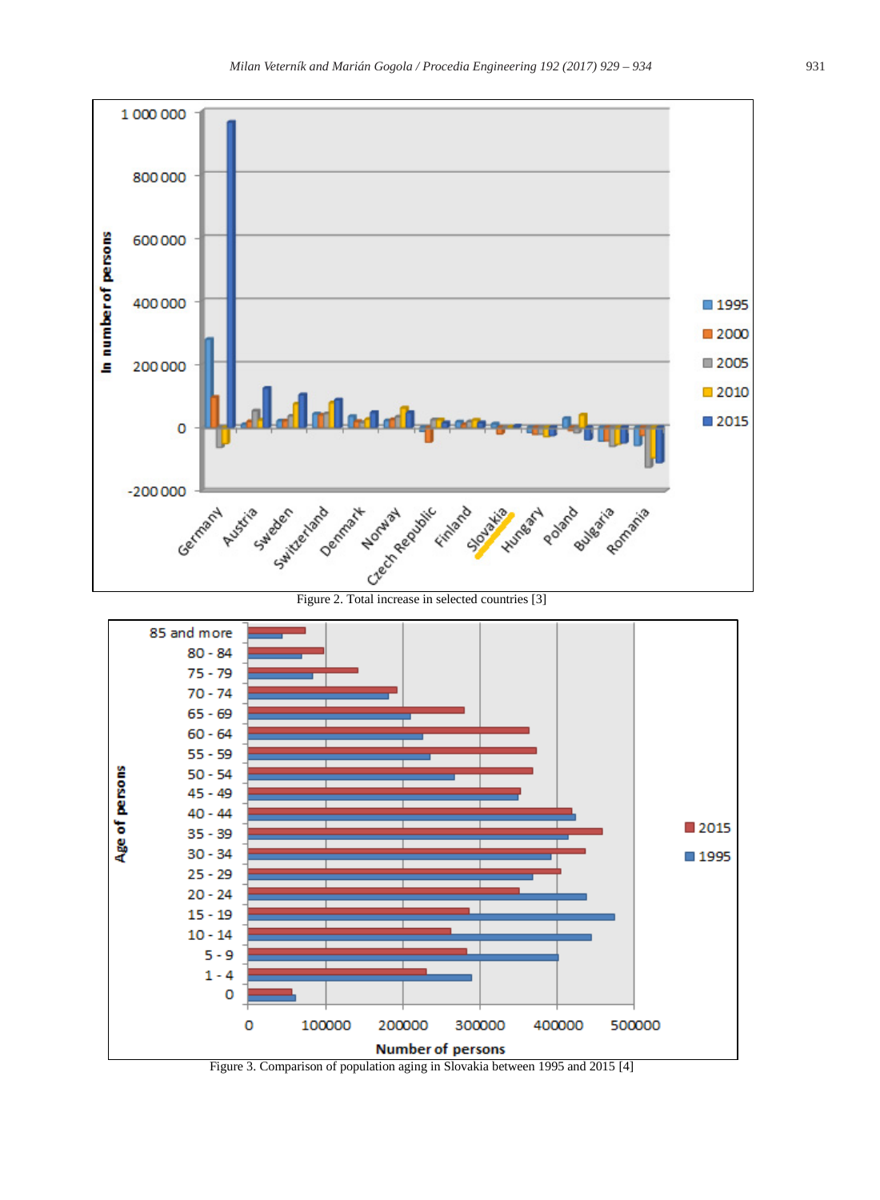Figure 2. Total increase in selected countries [3]

Figure 3. Comparison of population aging in Slovakia between 1995 and 2015 [4]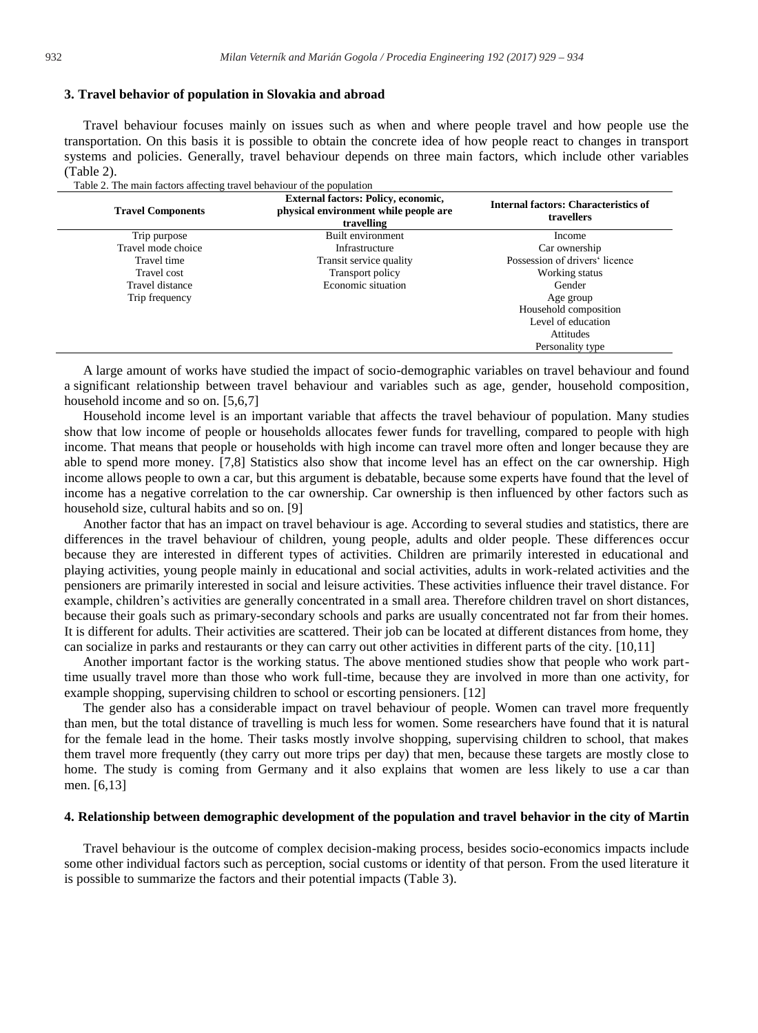## 3. Travel behavior of population in Slovakia and abroad

Travel behaviour focuses mainly on issues such as when and where people travel and how people use the transportation. On this basis it is possible to obtain the concrete idea of how people react to changes in transport systems and policies. Generally, travel behaviour depends on three main factors, which include other variables (Table 2).

Table 2. The main factors affecting travel behaviour of the population

| Travel Components | External factors: Policy, economic, physical environment while people are travelling | Internal factors: Characteristics of travellers |
|---|---|---|
| Trip purpose | Built environment | Income |
| Travel mode choice | Infrastructure | Car ownership |
| Travel time | Transit service quality | Possession of drivers' licence |
| Travel cost | Transport policy | Working status |
| Travel distance | Economic situation | Gender |
| Trip frequency | | Age group |
| | | Household composition |
| | | Level of education |
| | | Attitudes |
| | | Personality type |

A large amount of works have studied the impact of socio-demographic variables on travel behaviour and found a significant relationship between travel behaviour and variables such as age, gender, household composition, household income and so on. [5,6,7]

Household income level is an important variable that affects the travel behaviour of population. Many studies show that low income of people or households allocates fewer funds for travelling, compared to people with high income. That means that people or households with high income can travel more often and longer because they are able to spend more money. [7,8] Statistics also show that income level has an effect on the car ownership. High income allows people to own a car, but this argument is debatable, because some experts have found that the level of income has a negative correlation to the car ownership. Car ownership is then influenced by other factors such as household size, cultural habits and so on. [9]

Another factor that has an impact on travel behaviour is age. According to several studies and statistics, there are differences in the travel behaviour of children, young people, adults and older people. These differences occur because they are interested in different types of activities. Children are primarily interested in educational and playing activities, young people mainly in educational and social activities, adults in work-related activities and the pensioners are primarily interested in social and leisure activities. These activities influence their travel distance. For example, children's activities are generally concentrated in a small area. Therefore children travel on short distances, because their goals such as primary-secondary schools and parks are usually concentrated not far from their homes. It is different for adults. Their activities are scattered. Their job can be located at different distances from home, they can socialize in parks and restaurants or they can carry out other activities in different parts of the city. [10,11]

Another important factor is the working status. The above mentioned studies show that people who work part-time usually travel more than those who work full-time, because they are involved in more than one activity, for example shopping, supervising children to school or escorting pensioners. [12]

The gender also has a considerable impact on travel behaviour of people. Women can travel more frequently than men, but the total distance of travelling is much less for women. Some researchers have found that it is natural for the female lead in the home. Their tasks mostly involve shopping, supervising children to school, that makes them travel more frequently (they carry out more trips per day) that men, because these targets are mostly close to home. The study is coming from Germany and it also explains that women are less likely to use a car than men. [6,13]

## 4. Relationship between demographic development of the population and travel behavior in the city of Martin

Travel behaviour is the outcome of complex decision-making process, besides socio-economics impacts include some other individual factors such as perception, social customs or identity of that person. From the used literature it is possible to summarize the factors and their potential impacts (Table 3).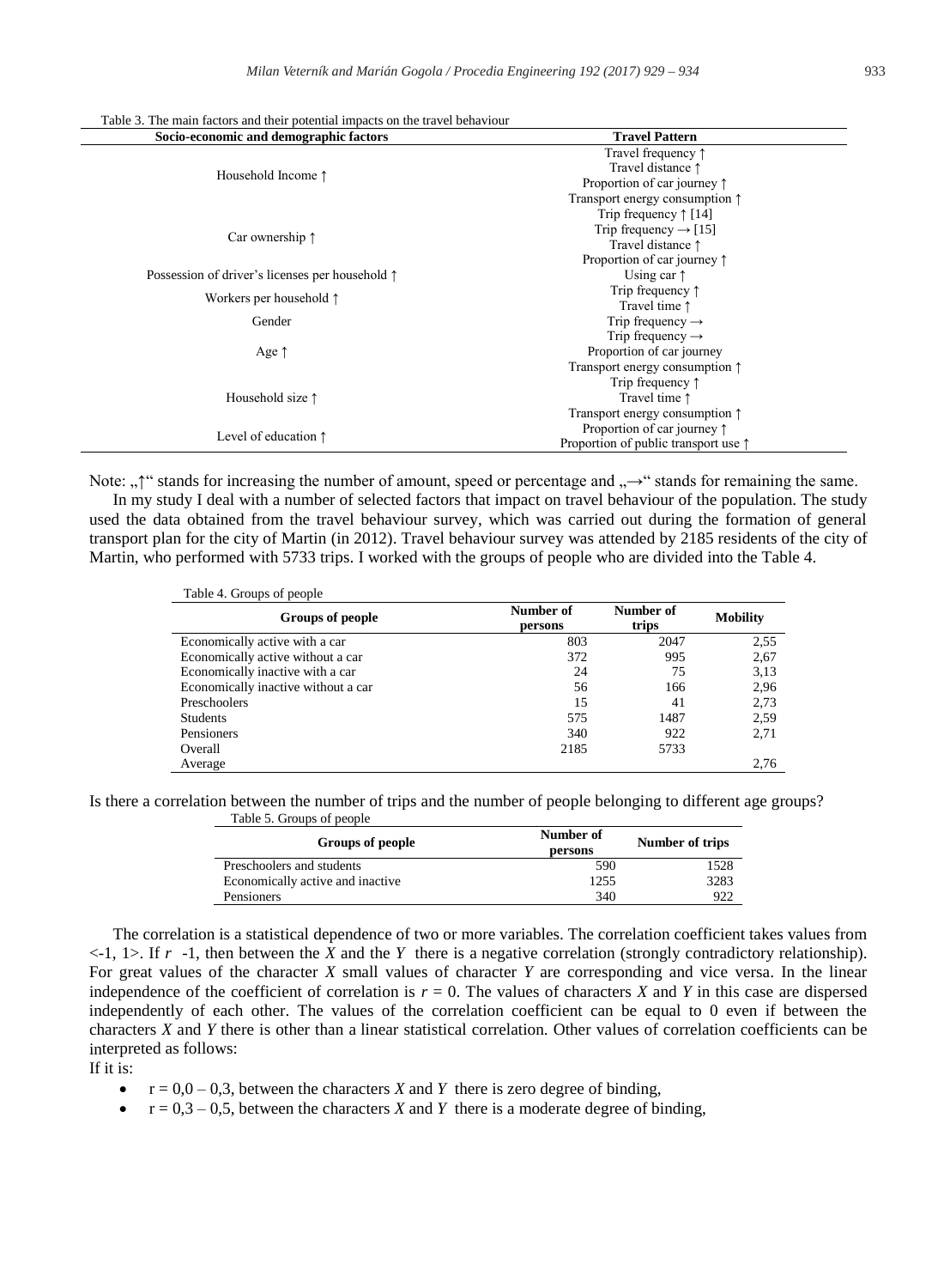Table 3. The main factors and their potential impacts on the travel behaviour

| Socio-economic and demographic factors | Travel Pattern |
|---|---|
| Household Income ↑ | Travel frequency ↑ |
| | Travel distance ↑ |
| | Proportion of car journey ↑ |
| | Transport energy consumption ↑ |
| Car ownership ↑ | Trip frequency ↑ [14] |
| | Trip frequency → [15] |
| | Travel distance ↑ |
| | Proportion of car journey ↑ |
| Possession of driver's licenses per household ↑ | Using car ↑ |
| Workers per household ↑ | Trip frequency ↑ |
| | Travel time ↑ |
| Gender | Trip frequency → |
| Age ↑ | Trip frequency → |
| | Proportion of car journey |
| | Transport energy consumption ↑ |
| Household size ↑ | Trip frequency ↑ |
| | Travel time ↑ |
| | Transport energy consumption ↑ |
| Level of education ↑ | Proportion of car journey ↑ |
| | Proportion of public transport use ↑ |

Note: „↑" stands for increasing the number of amount, speed or percentage and „→" stands for remaining the same.

In my study I deal with a number of selected factors that impact on travel behaviour of the population. The study used the data obtained from the travel behaviour survey, which was carried out during the formation of general transport plan for the city of Martin (in 2012). Travel behaviour survey was attended by 2185 residents of the city of Martin, who performed with 5733 trips. I worked with the groups of people who are divided into the Table 4.

Table 4. Groups of people

| Groups of people | Number of persons | Number of trips | Mobility |
|---|---|---|---|
| Economically active with a car | 803 | 2047 | 2,55 |
| Economically active without a car | 372 | 995 | 2,67 |
| Economically inactive with a car | 24 | 75 | 3,13 |
| Economically inactive without a car | 56 | 166 | 2,96 |
| Preschoolers | 15 | 41 | 2,73 |
| Students | 575 | 1487 | 2,59 |
| Pensioners | 340 | 922 | 2,71 |
| Overall | 2185 | 5733 | |
| Average | | | 2,76 |

Is there a correlation between the number of trips and the number of people belonging to different age groups?

Table 5. Groups of people

| Groups of people | Number of persons | Number of trips |
|---|---|---|
| Preschoolers and students | 590 | 1528 |
| Economically active and inactive | 1255 | 3283 |
| Pensioners | 340 | 922 |

The correlation is a statistical dependence of two or more variables. The correlation coefficient takes values from <-1, 1>. If $r$ -1, then between the $X$ and the $Y$ there is a negative correlation (strongly contradictory relationship). For great values of the character $X$ small values of character $Y$ are corresponding and vice versa. In the linear independence of the coefficient of correlation is $r = 0$. The values of characters $X$ and $Y$ in this case are dispersed independently of each other. The values of the correlation coefficient can be equal to 0 even if between the characters $X$ and $Y$ there is other than a linear statistical correlation. Other values of correlation coefficients can be interpreted as follows:

If it is:

- r = 0,0 – 0,3, between the characters $X$ and $Y$ there is zero degree of binding,
- r = 0,3 – 0,5, between the characters $X$ and $Y$ there is a moderate degree of binding,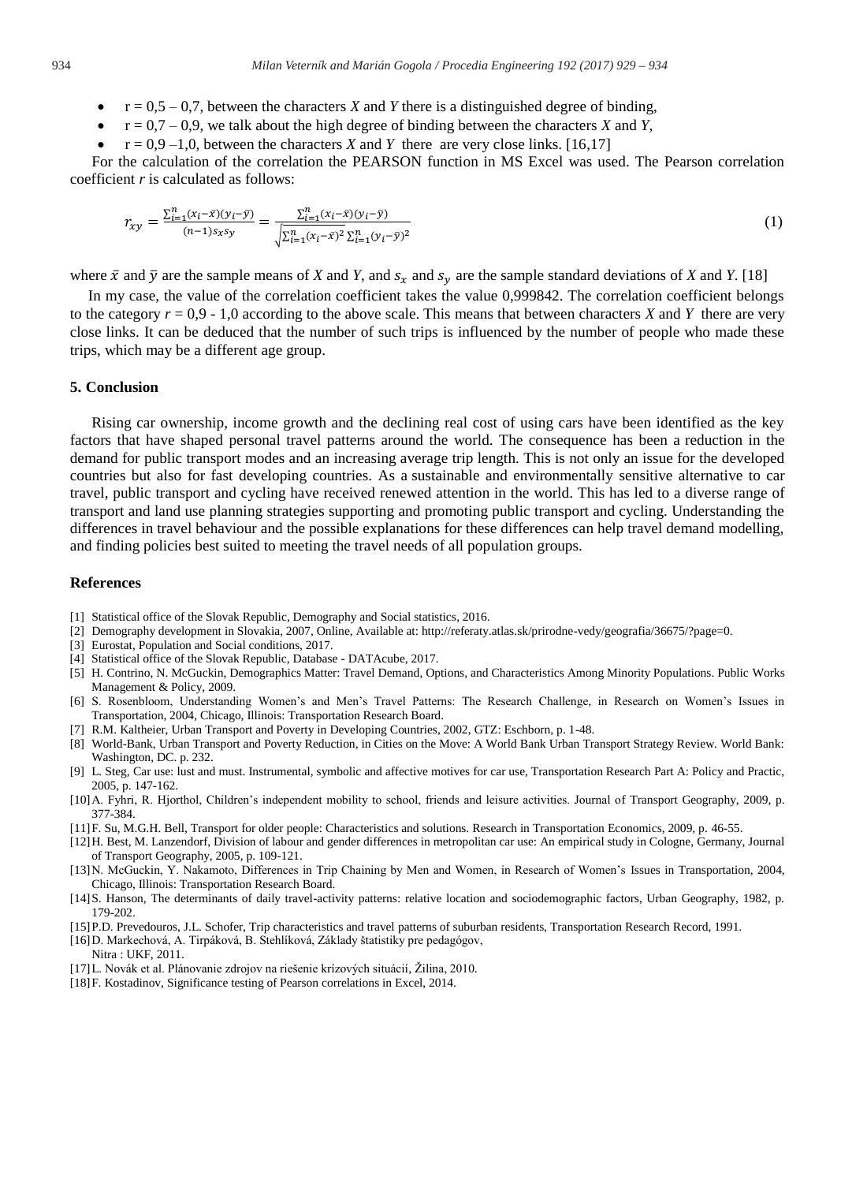- r = 0,5 – 0,7, between the characters *X* and *Y* there is a distinguished degree of binding,
- r = 0,7 – 0,9, we talk about the high degree of binding between the characters *X* and *Y*,
- r = 0,9 –1,0, between the characters *X* and *Y* there are very close links. [16,17]

For the calculation of the correlation the PEARSON function in MS Excel was used. The Pearson correlation coefficient *r* is calculated as follows:

$$r_{xy} = \frac{\sum_{i=1}^{n}(x_i-\bar{x})(y_i-\bar{y})}{(n-1)s_x s_y} = \frac{\sum_{i=1}^{n}(x_i-\bar{x})(y_i-\bar{y})}{\sqrt{\sum_{i=1}^{n}(x_i-\bar{x})^2\sum_{i=1}^{n}(y_i-\bar{y})^2}} \tag{1}$$

where $\bar{x}$ and $\bar{y}$ are the sample means of *X* and *Y*, and $s_x$ and $s_y$ are the sample standard deviations of *X* and *Y*. [18]

In my case, the value of the correlation coefficient takes the value 0,999842. The correlation coefficient belongs to the category $r$ = 0,9 - 1,0 according to the above scale. This means that between characters *X* and *Y* there are very close links. It can be deduced that the number of such trips is influenced by the number of people who made these trips, which may be a different age group.

## 5. Conclusion

Rising car ownership, income growth and the declining real cost of using cars have been identified as the key factors that have shaped personal travel patterns around the world. The consequence has been a reduction in the demand for public transport modes and an increasing average trip length. This is not only an issue for the developed countries but also for fast developing countries. As a sustainable and environmentally sensitive alternative to car travel, public transport and cycling have received renewed attention in the world. This has led to a diverse range of transport and land use planning strategies supporting and promoting public transport and cycling. Understanding the differences in travel behaviour and the possible explanations for these differences can help travel demand modelling, and finding policies best suited to meeting the travel needs of all population groups.

## References

[1] Statistical office of the Slovak Republic, Demography and Social statistics, 2016.

[2] Demography development in Slovakia, 2007, Online, Available at: http://referaty.atlas.sk/prirodne-vedy/geografia/36675/?page=0.

[3] Eurostat, Population and Social conditions, 2017.

[4] Statistical office of the Slovak Republic, Database - DATAcube, 2017.

[5] H. Contrino, N. McGuckin, Demographics Matter: Travel Demand, Options, and Characteristics Among Minority Populations. Public Works Management & Policy, 2009.

[6] S. Rosenbloom, Understanding Women's and Men's Travel Patterns: The Research Challenge, in Research on Women's Issues in Transportation, 2004, Chicago, Illinois: Transportation Research Board.

[7] R.M. Kaltheier, Urban Transport and Poverty in Developing Countries, 2002, GTZ: Eschborn, p. 1-48.

[8] World-Bank, Urban Transport and Poverty Reduction, in Cities on the Move: A World Bank Urban Transport Strategy Review. World Bank: Washington, DC. p. 232.

[9] L. Steg, Car use: lust and must. Instrumental, symbolic and affective motives for car use, Transportation Research Part A: Policy and Practic, 2005, p. 147-162.

[10] A. Fyhri, R. Hjorthol, Children's independent mobility to school, friends and leisure activities. Journal of Transport Geography, 2009, p. 377-384.

[11] F. Su, M.G.H. Bell, Transport for older people: Characteristics and solutions. Research in Transportation Economics, 2009, p. 46-55.

[12] H. Best, M. Lanzendorf, Division of labour and gender differences in metropolitan car use: An empirical study in Cologne, Germany, Journal of Transport Geography, 2005, p. 109-121.

[13] N. McGuckin, Y. Nakamoto, Differences in Trip Chaining by Men and Women, in Research of Women's Issues in Transportation, 2004, Chicago, Illinois: Transportation Research Board.

[14] S. Hanson, The determinants of daily travel-activity patterns: relative location and sociodemographic factors, Urban Geography, 1982, p. 179-202.

[15] P.D. Prevedouros, J.L. Schofer, Trip characteristics and travel patterns of suburban residents, Transportation Research Record, 1991.

[16] D. Markechová, A. Tirpáková, B. Stehlíková, Základy štatistiky pre pedagógov, Nitra : UKF, 2011.

[17] L. Novák et al. Plánovanie zdrojov na riešenie krízových situácií, Žilina, 2010.

[18] F. Kostadinov, Significance testing of Pearson correlations in Excel, 2014.